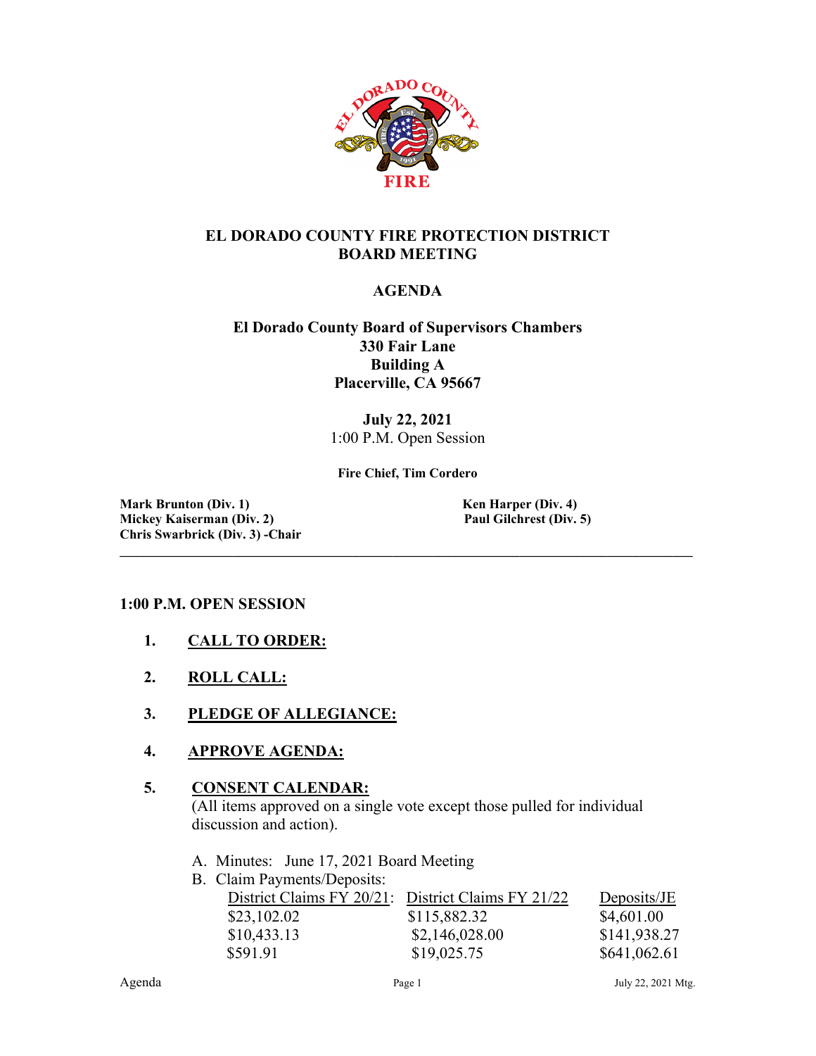# EL DORADO COUNTY FIRE PROTECTION DISTRICT BOARD MEETING

## AGENDA

**El Dorado County Board of Supervisors Chambers**
**330 Fair Lane**
**Building A**
**Placerville, CA 95667**

**July 22, 2021**
1:00 P.M. Open Session

**Fire Chief, Tim Cordero**

**Mark Brunton (Div. 1)**
**Mickey Kaiserman (Div. 2)**
**Chris Swarbrick (Div. 3) -Chair**
**Ken Harper (Div. 4)**
**Paul Gilchrest (Div. 5)**

---

**1:00 P.M. OPEN SESSION**

1. **CALL TO ORDER:**

2. **ROLL CALL:**

3. **PLEDGE OF ALLEGIANCE:**

4. **APPROVE AGENDA:**

5. **CONSENT CALENDAR:**
   (All items approved on a single vote except those pulled for individual discussion and action).

   A. Minutes: June 17, 2021 Board Meeting
   B. Claim Payments/Deposits:

| District Claims FY 20/21: | District Claims FY 21/22 | Deposits/JE |
| --- | --- | --- |
| $23,102.02 | $115,882.32 | $4,601.00 |
| $10,433.13 | $2,146,028.00 | $141,938.27 |
| $591.91 | $19,025.75 | $641,062.61 |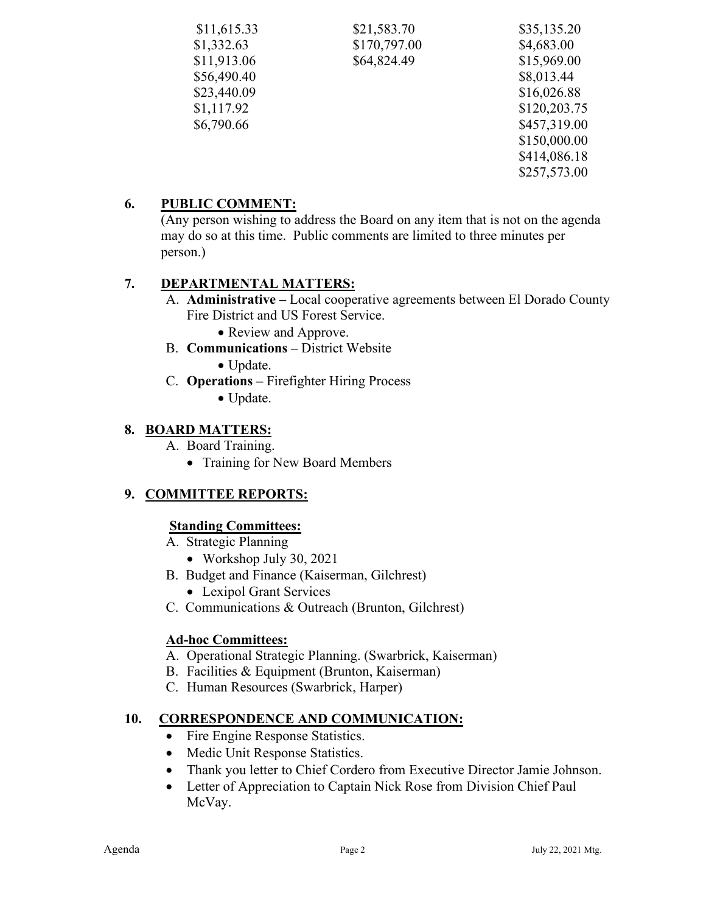| | | |
|---|---|---|
| $11,615.33 | $21,583.70 | $35,135.20 |
| $1,332.63 | $170,797.00 | $4,683.00 |
| $11,913.06 | $64,824.49 | $15,969.00 |
| $56,490.40 | | $8,013.44 |
| $23,440.09 | | $16,026.88 |
| $1,117.92 | | $120,203.75 |
| $6,790.66 | | $457,319.00 |
| | | $150,000.00 |
| | | $414,086.18 |
| | | $257,573.00 |

## 6. PUBLIC COMMENT:

(Any person wishing to address the Board on any item that is not on the agenda may do so at this time. Public comments are limited to three minutes per person.)

## 7. DEPARTMENTAL MATTERS:

A. **Administrative –** Local cooperative agreements between El Dorado County Fire District and US Forest Service.
- Review and Approve.

B. **Communications –** District Website
- Update.

C. **Operations –** Firefighter Hiring Process
- Update.

## 8. BOARD MATTERS:

A. Board Training.
- Training for New Board Members

## 9. COMMITTEE REPORTS:

### Standing Committees:

A. Strategic Planning
- Workshop July 30, 2021

B. Budget and Finance (Kaiserman, Gilchrest)
- Lexipol Grant Services

C. Communications & Outreach (Brunton, Gilchrest)

### Ad-hoc Committees:

A. Operational Strategic Planning. (Swarbrick, Kaiserman)

B. Facilities & Equipment (Brunton, Kaiserman)

C. Human Resources (Swarbrick, Harper)

## 10. CORRESPONDENCE AND COMMUNICATION:

- Fire Engine Response Statistics.
- Medic Unit Response Statistics.
- Thank you letter to Chief Cordero from Executive Director Jamie Johnson.
- Letter of Appreciation to Captain Nick Rose from Division Chief Paul McVay.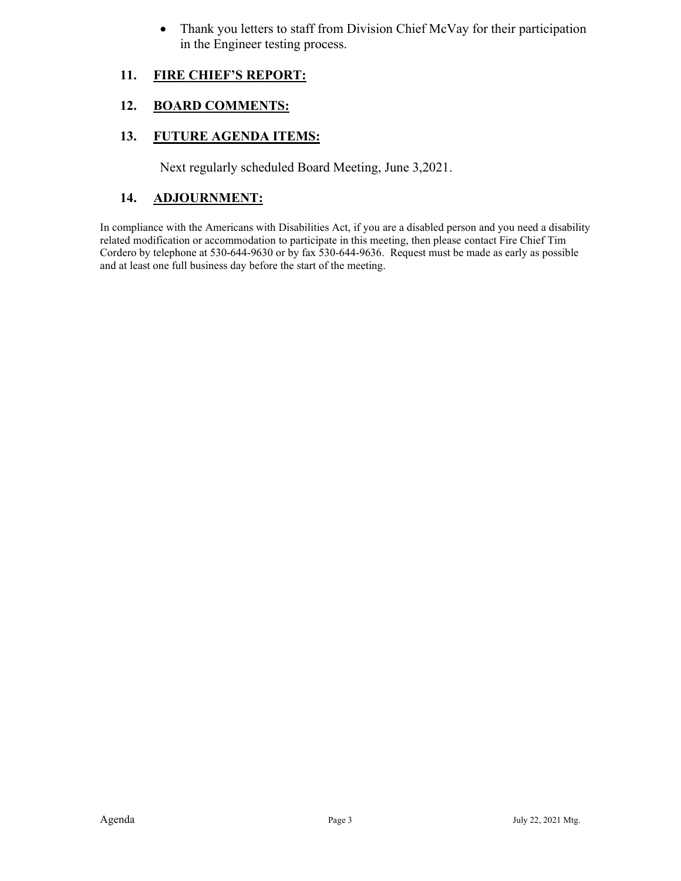- Thank you letters to staff from Division Chief McVay for their participation in the Engineer testing process.

## 11. FIRE CHIEF'S REPORT:

## 12. BOARD COMMENTS:

## 13. FUTURE AGENDA ITEMS:

Next regularly scheduled Board Meeting, June 3,2021.

## 14. ADJOURNMENT:

In compliance with the Americans with Disabilities Act, if you are a disabled person and you need a disability related modification or accommodation to participate in this meeting, then please contact Fire Chief Tim Cordero by telephone at 530-644-9630 or by fax 530-644-9636. Request must be made as early as possible and at least one full business day before the start of the meeting.